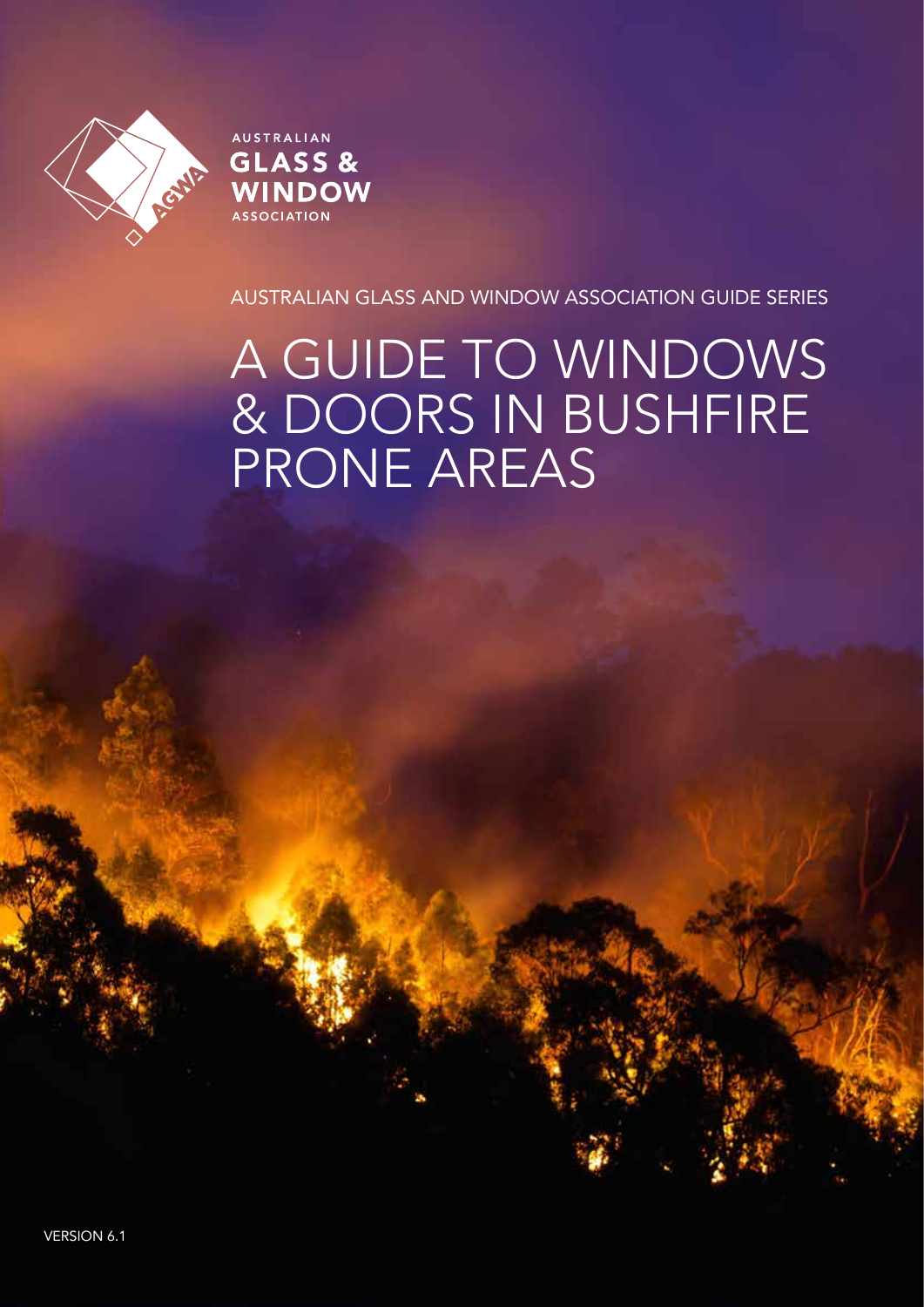AUSTRALIAN GLASS & WINDOW ASSOCIATION

AUSTRALIAN GLASS AND WINDOW ASSOCIATION GUIDE SERIES

# A GUIDE TO WINDOWS & DOORS IN BUSHFIRE PRONE AREAS

VERSION 6.1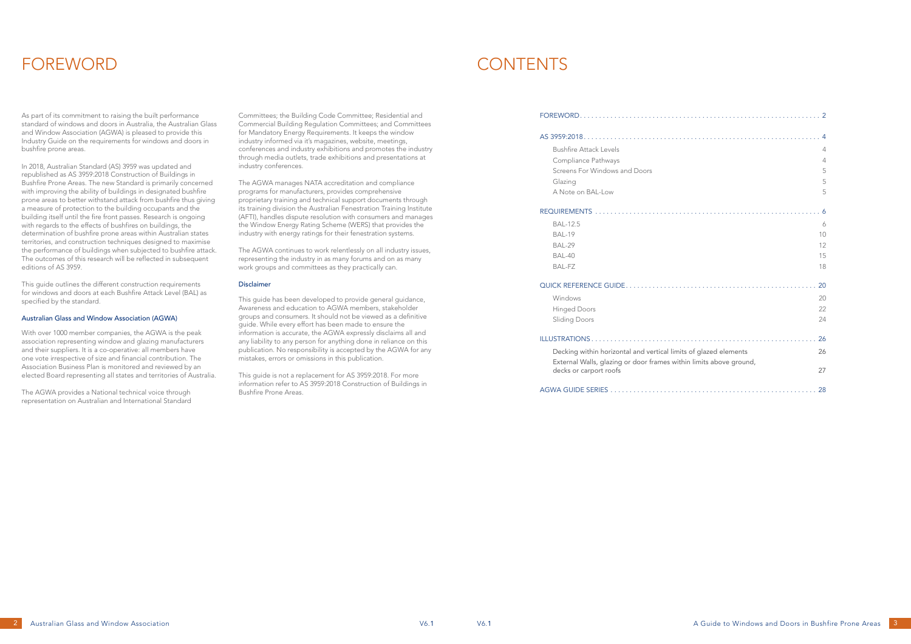# FOREWORD

As part of its commitment to raising the built performance standard of windows and doors in Australia, the Australian Glass and Window Association (AGWA) is pleased to provide this Industry Guide on the requirements for windows and doors in bushfire prone areas.

In 2018, Australian Standard (AS) 3959 was updated and republished as AS 3959:2018 Construction of Buildings in Bushfire Prone Areas. The new Standard is primarily concerned with improving the ability of buildings in designated bushfire prone areas to better withstand attack from bushfire thus giving a measure of protection to the building occupants and the building itself until the fire front passes. Research is ongoing with regards to the effects of bushfires on buildings, the determination of bushfire prone areas within Australian states territories, and construction techniques designed to maximise the performance of buildings when subjected to bushfire attack. The outcomes of this research will be reflected in subsequent editions of AS 3959.

This guide outlines the different construction requirements for windows and doors at each Bushfire Attack Level (BAL) as specified by the standard.

### Australian Glass and Window Association (AGWA)

With over 1000 member companies, the AGWA is the peak association representing window and glazing manufacturers and their suppliers. It is a co-operative: all members have one vote irrespective of size and financial contribution. The Association Business Plan is monitored and reviewed by an elected Board representing all states and territories of Australia.

The AGWA provides a National technical voice through representation on Australian and International Standard Committees; the Building Code Committee; Residential and Commercial Building Regulation Committees; and Committees for Mandatory Energy Requirements. It keeps the window industry informed via it's magazines, website, meetings, conferences and industry exhibitions and promotes the industry through media outlets, trade exhibitions and presentations at industry conferences.

The AGWA manages NATA accreditation and compliance programs for manufacturers, provides comprehensive proprietary training and technical support documents through its training division the Australian Fenestration Training Institute (AFTI), handles dispute resolution with consumers and manages the Window Energy Rating Scheme (WERS) that provides the industry with energy ratings for their fenestration systems.

The AGWA continues to work relentlessly on all industry issues, representing the industry in as many forums and on as many work groups and committees as they practically can.

### Disclaimer

This guide has been developed to provide general guidance, Awareness and education to AGWA members, stakeholder groups and consumers. It should not be viewed as a definitive guide. While every effort has been made to ensure the information is accurate, the AGWA expressly disclaims all and any liability to any person for anything done in reliance on this publication. No responsibility is accepted by the AGWA for any mistakes, errors or omissions in this publication.

This guide is not a replacement for AS 3959:2018. For more information refer to AS 3959:2018 Construction of Buildings in Bushfire Prone Areas.

# CONTENTS

| | |
|---|---|
| FOREWORD | 2 |
| AS 3959:2018 | 4 |
| Bushfire Attack Levels | 4 |
| Compliance Pathways | 4 |
| Screens For Windows and Doors | 5 |
| Glazing | 5 |
| A Note on BAL-Low | 5 |
| REQUIREMENTS | 6 |
| BAL-12.5 | 6 |
| BAL-19 | 10 |
| BAL-29 | 12 |
| BAL-40 | 15 |
| BAL-FZ | 18 |
| QUICK REFERENCE GUIDE | 20 |
| Windows | 20 |
| Hinged Doors | 22 |
| Sliding Doors | 24 |
| ILLUSTRATIONS | 26 |
| Decking within horizontal and vertical limits of glazed elements | 26 |
| External Walls, glazing or door frames within limits above ground, decks or carport roofs | 27 |
| AGWA GUIDE SERIES | 28 |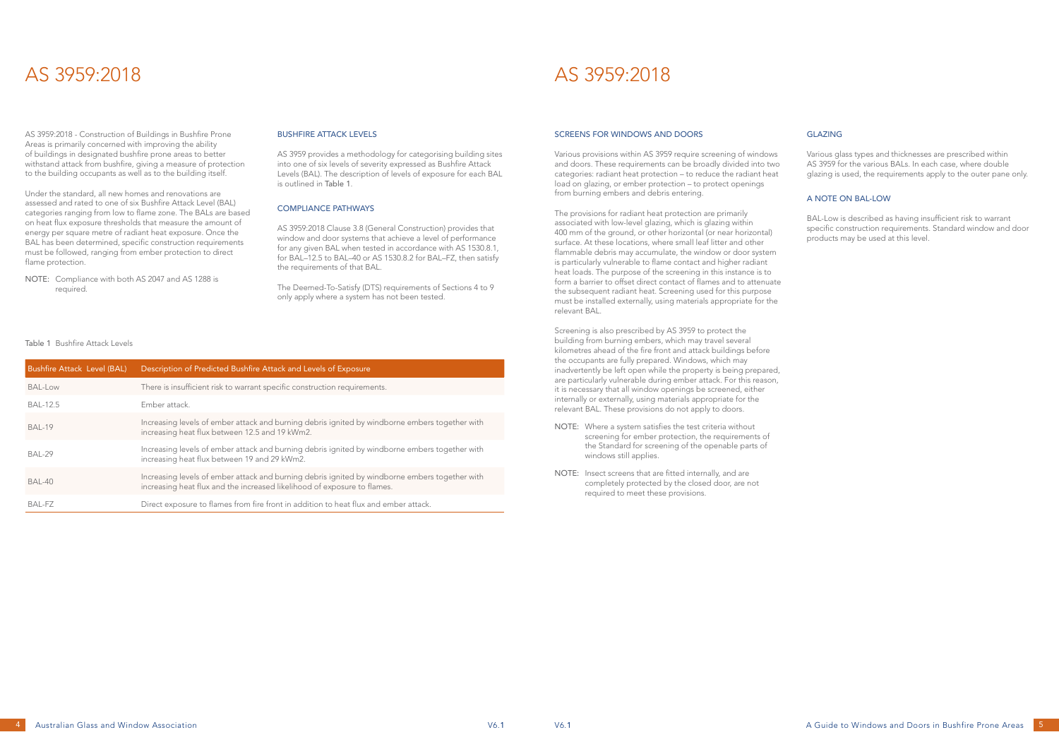# AS 3959:2018

AS 3959:2018 - Construction of Buildings in Bushfire Prone Areas is primarily concerned with improving the ability of buildings in designated bushfire prone areas to better withstand attack from bushfire, giving a measure of protection to the building occupants as well as to the building itself.

Under the standard, all new homes and renovations are assessed and rated to one of six Bushfire Attack Level (BAL) categories ranging from low to flame zone. The BALs are based on heat flux exposure thresholds that measure the amount of energy per square metre of radiant heat exposure. Once the BAL has been determined, specific construction requirements must be followed, ranging from ember protection to direct flame protection.

NOTE: Compliance with both AS 2047 and AS 1288 is required.

## BUSHFIRE ATTACK LEVELS

AS 3959 provides a methodology for categorising building sites into one of six levels of severity expressed as Bushfire Attack Levels (BAL). The description of levels of exposure for each BAL is outlined in Table 1.

## COMPLIANCE PATHWAYS

AS 3959:2018 Clause 3.8 (General Construction) provides that window and door systems that achieve a level of performance for any given BAL when tested in accordance with AS 1530.8.1, for BAL–12.5 to BAL–40 or AS 1530.8.2 for BAL–FZ, then satisfy the requirements of that BAL.

The Deemed-To-Satisfy (DTS) requirements of Sections 4 to 9 only apply where a system has not been tested.

Table 1 Bushfire Attack Levels

| Bushfire Attack Level (BAL) | Description of Predicted Bushfire Attack and Levels of Exposure |
|---|---|
| BAL-Low | There is insufficient risk to warrant specific construction requirements. |
| BAL-12.5 | Ember attack. |
| BAL-19 | Increasing levels of ember attack and burning debris ignited by windborne embers together with increasing heat flux between 12.5 and 19 kWm2. |
| BAL-29 | Increasing levels of ember attack and burning debris ignited by windborne embers together with increasing heat flux between 19 and 29 kWm2. |
| BAL-40 | Increasing levels of ember attack and burning debris ignited by windborne embers together with increasing heat flux and the increased likelihood of exposure to flames. |
| BAL-FZ | Direct exposure to flames from fire front in addition to heat flux and ember attack. |

# AS 3959:2018

## SCREENS FOR WINDOWS AND DOORS

Various provisions within AS 3959 require screening of windows and doors. These requirements can be broadly divided into two categories: radiant heat protection – to reduce the radiant heat load on glazing, or ember protection – to protect openings from burning embers and debris entering.

The provisions for radiant heat protection are primarily associated with low-level glazing, which is glazing within 400 mm of the ground, or other horizontal (or near horizontal) surface. At these locations, where small leaf litter and other flammable debris may accumulate, the window or door system is particularly vulnerable to flame contact and higher radiant heat loads. The purpose of the screening in this instance is to form a barrier to offset direct contact of flames and to attenuate the subsequent radiant heat. Screening used for this purpose must be installed externally, using materials appropriate for the relevant BAL.

Screening is also prescribed by AS 3959 to protect the building from burning embers, which may travel several kilometres ahead of the fire front and attack buildings before the occupants are fully prepared. Windows, which may inadvertently be left open while the property is being prepared, are particularly vulnerable during ember attack. For this reason, it is necessary that all window openings be screened, either internally or externally, using materials appropriate for the relevant BAL. These provisions do not apply to doors.

NOTE: Where a system satisfies the test criteria without screening for ember protection, the requirements of the Standard for screening of the openable parts of windows still applies.

NOTE: Insect screens that are fitted internally, and are completely protected by the closed door, are not required to meet these provisions.

## GLAZING

Various glass types and thicknesses are prescribed within AS 3959 for the various BALs. In each case, where double glazing is used, the requirements apply to the outer pane only.

## A NOTE ON BAL-LOW

BAL-Low is described as having insufficient risk to warrant specific construction requirements. Standard window and door products may be used at this level.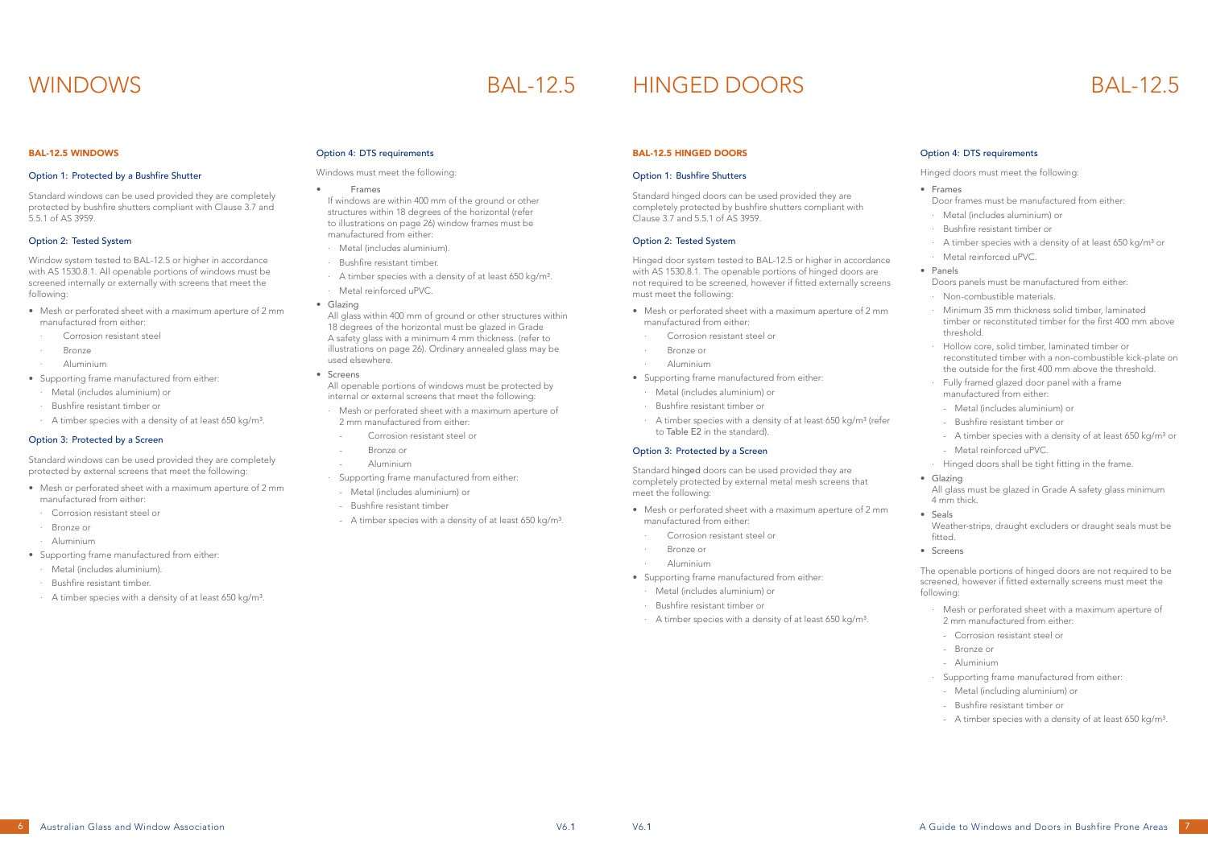# WINDOWS BAL-12.5

## BAL-12.5 WINDOWS

### Option 1: Protected by a Bushfire Shutter

Standard windows can be used provided they are completely protected by bushfire shutters compliant with Clause 3.7 and 5.5.1 of AS 3959.

### Option 2: Tested System

Window system tested to BAL-12.5 or higher in accordance with AS 1530.8.1. All openable portions of windows must be screened internally or externally with screens that meet the following:

- Mesh or perforated sheet with a maximum aperture of 2 mm manufactured from either:
  - Corrosion resistant steel
  - Bronze
  - Aluminium
- Supporting frame manufactured from either:
  - Metal (includes aluminium) or
  - Bushfire resistant timber or
  - A timber species with a density of at least 650 kg/m³.

### Option 3: Protected by a Screen

Standard windows can be used provided they are completely protected by external screens that meet the following:

- Mesh or perforated sheet with a maximum aperture of 2 mm manufactured from either:
  - Corrosion resistant steel or
  - Bronze or
  - Aluminium
- Supporting frame manufactured from either:
  - Metal (includes aluminium).
  - Bushfire resistant timber.
  - A timber species with a density of at least 650 kg/m³.

### Option 4: DTS requirements

Windows must meet the following:

- Frames

  If windows are within 400 mm of the ground or other structures within 18 degrees of the horizontal (refer to illustrations on page 26) window frames must be manufactured from either:
  - Metal (includes aluminium).
  - Bushfire resistant timber.
  - A timber species with a density of at least 650 kg/m³.
  - Metal reinforced uPVC.
- Glazing

  All glass within 400 mm of ground or other structures within 18 degrees of the horizontal must be glazed in Grade A safety glass with a minimum 4 mm thickness. (refer to illustrations on page 26). Ordinary annealed glass may be used elsewhere.
- Screens

  All openable portions of windows must be protected by internal or external screens that meet the following:
  - Mesh or perforated sheet with a maximum aperture of 2 mm manufactured from either:
    - Corrosion resistant steel or
    - Bronze or
    - Aluminium
  - Supporting frame manufactured from either:
    - Metal (includes aluminium) or
    - Bushfire resistant timber
    - A timber species with a density of at least 650 kg/m³.

# HINGED DOORS BAL-12.5

## BAL-12.5 HINGED DOORS

### Option 1: Bushfire Shutters

Standard hinged doors can be used provided they are completely protected by bushfire shutters compliant with Clause 3.7 and 5.5.1 of AS 3959.

### Option 2: Tested System

Hinged door system tested to BAL-12.5 or higher in accordance with AS 1530.8.1. The openable portions of hinged doors are not required to be screened, however if fitted externally screens must meet the following:

- Mesh or perforated sheet with a maximum aperture of 2 mm manufactured from either:
  - Corrosion resistant steel or
  - Bronze or
  - Aluminium
- Supporting frame manufactured from either:
  - Metal (includes aluminium) or
  - Bushfire resistant timber or
  - A timber species with a density of at least 650 kg/m³ (refer to Table E2 in the standard).

### Option 3: Protected by a Screen

Standard hinged doors can be used provided they are completely protected by external metal mesh screens that meet the following:

- Mesh or perforated sheet with a maximum aperture of 2 mm manufactured from either:
  - Corrosion resistant steel or
  - Bronze or
  - Aluminium
- Supporting frame manufactured from either:
  - Metal (includes aluminium) or
  - Bushfire resistant timber or
  - A timber species with a density of at least 650 kg/m³.

### Option 4: DTS requirements

Hinged doors must meet the following:

- Frames

  Door frames must be manufactured from either:
  - Metal (includes aluminium) or
  - Bushfire resistant timber or
  - A timber species with a density of at least 650 kg/m³ or
  - Metal reinforced uPVC.
- Panels

  Doors panels must be manufactured from either:
  - Non-combustible materials.
  - Minimum 35 mm thickness solid timber, laminated timber or reconstituted timber for the first 400 mm above threshold.
  - Hollow core, solid timber, laminated timber or reconstituted timber with a non-combustible kick-plate on the outside for the first 400 mm above the threshold.
  - Fully framed glazed door panel with a frame manufactured from either:
    - Metal (includes aluminium) or
    - Bushfire resistant timber or
    - A timber species with a density of at least 650 kg/m³ or
    - Metal reinforced uPVC.
  - Hinged doors shall be tight fitting in the frame.
- Glazing

  All glass must be glazed in Grade A safety glass minimum 4 mm thick.
- Seals

  Weather-strips, draught excluders or draught seals must be fitted.
- Screens

The openable portions of hinged doors are not required to be screened, however if fitted externally screens must meet the following:

- Mesh or perforated sheet with a maximum aperture of 2 mm manufactured from either:
  - Corrosion resistant steel or
  - Bronze or
  - Aluminium
- Supporting frame manufactured from either:
  - Metal (including aluminium) or
  - Bushfire resistant timber or
  - A timber species with a density of at least 650 kg/m³.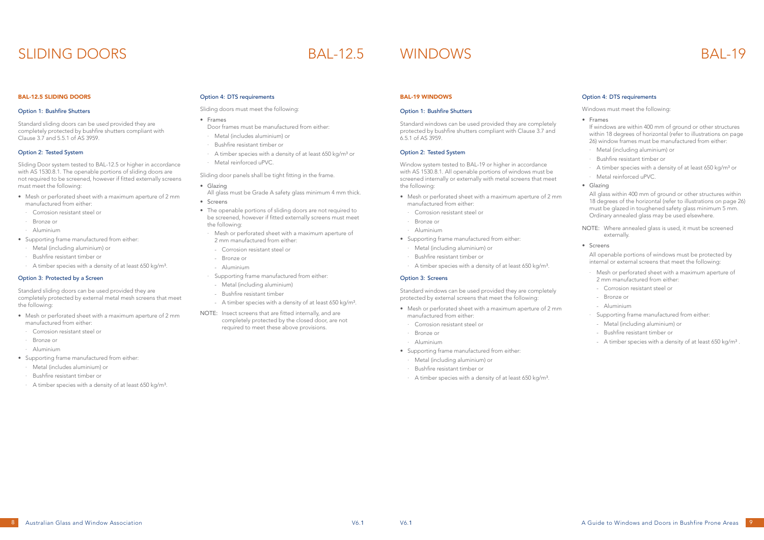# SLIDING DOORS BAL-12.5

### BAL-12.5 SLIDING DOORS

#### Option 1: Bushfire Shutters

Standard sliding doors can be used provided they are completely protected by bushfire shutters compliant with Clause 3.7 and 5.5.1 of AS 3959.

#### Option 2: Tested System

Sliding Door system tested to BAL-12.5 or higher in accordance with AS 1530.8.1. The openable portions of sliding doors are not required to be screened, however if fitted externally screens must meet the following:

- Mesh or perforated sheet with a maximum aperture of 2 mm manufactured from either:
  - Corrosion resistant steel or
  - Bronze or
  - Aluminium
- Supporting frame manufactured from either:
  - Metal (including aluminium) or
  - Bushfire resistant timber or
  - A timber species with a density of at least 650 kg/m³.

#### Option 3: Protected by a Screen

Standard sliding doors can be used provided they are completely protected by external metal mesh screens that meet the following:

- Mesh or perforated sheet with a maximum aperture of 2 mm manufactured from either:
  - Corrosion resistant steel or
  - Bronze or
  - Aluminium
- Supporting frame manufactured from either:
  - Metal (includes aluminium) or
  - Bushfire resistant timber or
  - A timber species with a density of at least 650 kg/m³.

#### Option 4: DTS requirements

Sliding doors must meet the following:

- Frames
  Door frames must be manufactured from either:
  - Metal (includes aluminium) or
  - Bushfire resistant timber or
  - A timber species with a density of at least 650 kg/m³ or
  - Metal reinforced uPVC.

Sliding door panels shall be tight fitting in the frame.

- Glazing
  All glass must be Grade A safety glass minimum 4 mm thick.
- Screens
- The openable portions of sliding doors are not required to be screened, however if fitted externally screens must meet the following:
  - Mesh or perforated sheet with a maximum aperture of 2 mm manufactured from either:
    - Corrosion resistant steel or
    - Bronze or
    - Aluminium
  - Supporting frame manufactured from either:
    - Metal (including aluminium)
    - Bushfire resistant timber
    - A timber species with a density of at least 650 kg/m³.

NOTE: Insect screens that are fitted internally, and are completely protected by the closed door, are not required to meet these above provisions.

# WINDOWS BAL-19

### BAL-19 WINDOWS

#### Option 1: Bushfire Shutters

Standard windows can be used provided they are completely protected by bushfire shutters compliant with Clause 3.7 and 6.5.1 of AS 3959.

#### Option 2: Tested System

Window system tested to BAL-19 or higher in accordance with AS 1530.8.1. All openable portions of windows must be screened internally or externally with metal screens that meet the following:

- Mesh or perforated sheet with a maximum aperture of 2 mm manufactured from either:
  - Corrosion resistant steel or
  - Bronze or
  - Aluminium
- Supporting frame manufactured from either:
  - Metal (including aluminium) or
  - Bushfire resistant timber or
  - A timber species with a density of at least 650 kg/m³.

#### Option 3: Screens

Standard windows can be used provided they are completely protected by external screens that meet the following:

- Mesh or perforated sheet with a maximum aperture of 2 mm manufactured from either:
  - Corrosion resistant steel or
  - Bronze or
  - Aluminium
- Supporting frame manufactured from either:
  - Metal (including aluminium) or
  - Bushfire resistant timber or
  - A timber species with a density of at least 650 kg/m³.

#### Option 4: DTS requirements

Windows must meet the following:

- Frames
  If windows are within 400 mm of ground or other structures within 18 degrees of horizontal (refer to illustrations on page 26) window frames must be manufactured from either:
  - Metal (including aluminium) or
  - Bushfire resistant timber or
  - A timber species with a density of at least 650 kg/m³ or
  - Metal reinforced uPVC.
- Glazing
  All glass within 400 mm of ground or other structures within 18 degrees of the horizontal (refer to illustrations on page 26) must be glazed in toughened safety glass minimum 5 mm. Ordinary annealed glass may be used elsewhere.

NOTE: Where annealed glass is used, it must be screened externally.

- Screens
  All openable portions of windows must be protected by internal or external screens that meet the following:
  - Mesh or perforated sheet with a maximum aperture of 2 mm manufactured from either:
    - Corrosion resistant steel or
    - Bronze or
    - Aluminium
  - Supporting frame manufactured from either:
    - Metal (including aluminium) or
    - Bushfire resistant timber or
    - A timber species with a density of at least 650 kg/m³ .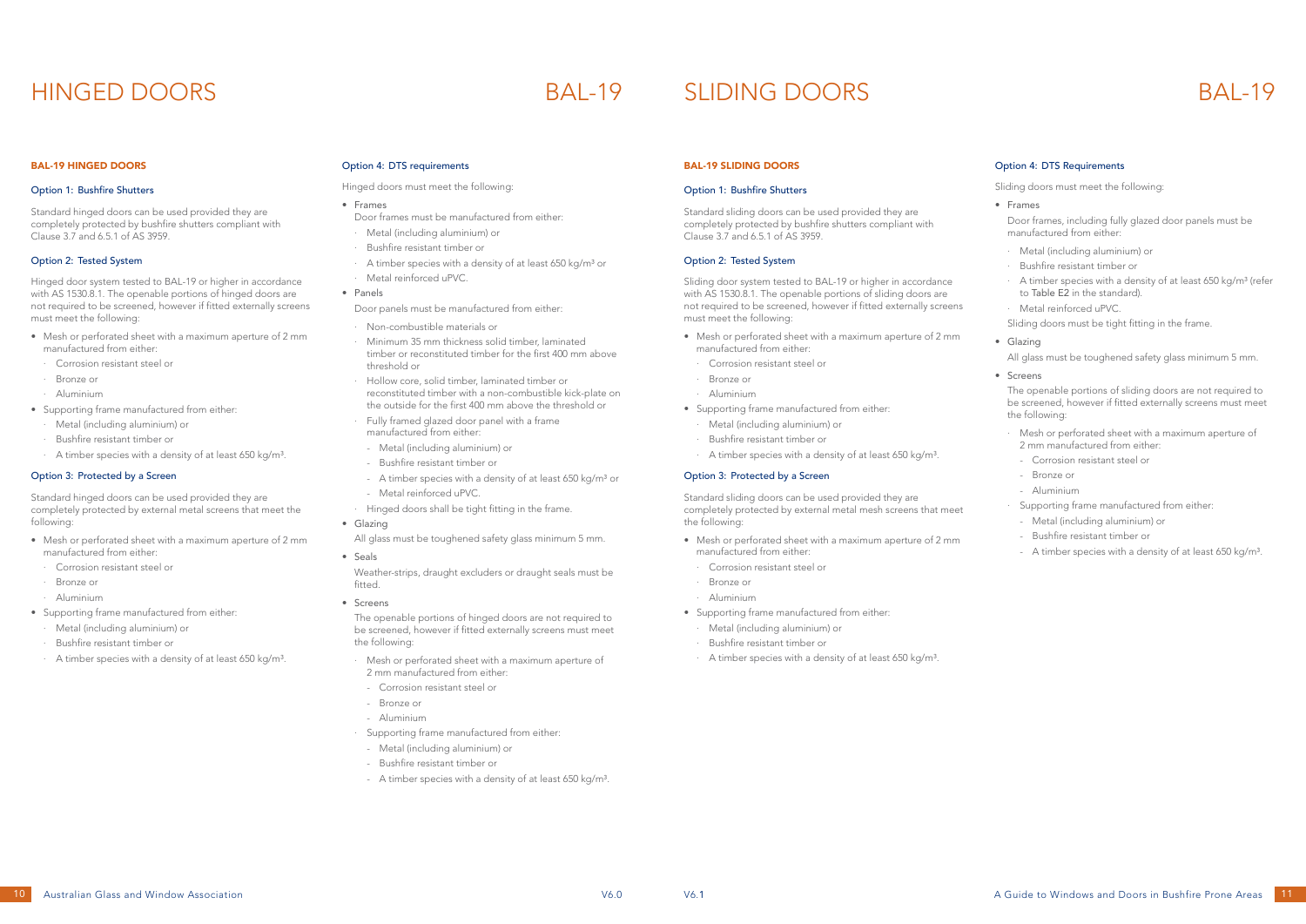# HINGED DOORS BAL-19

### BAL-19 HINGED DOORS

#### Option 1: Bushfire Shutters

Standard hinged doors can be used provided they are completely protected by bushfire shutters compliant with Clause 3.7 and 6.5.1 of AS 3959.

#### Option 2: Tested System

Hinged door system tested to BAL-19 or higher in accordance with AS 1530.8.1. The openable portions of hinged doors are not required to be screened, however if fitted externally screens must meet the following:

- Mesh or perforated sheet with a maximum aperture of 2 mm manufactured from either:
  - Corrosion resistant steel or
  - Bronze or
  - Aluminium
- Supporting frame manufactured from either:
  - Metal (including aluminium) or
  - Bushfire resistant timber or
  - A timber species with a density of at least 650 kg/m³.

#### Option 3: Protected by a Screen

Standard hinged doors can be used provided they are completely protected by external metal screens that meet the following:

- Mesh or perforated sheet with a maximum aperture of 2 mm manufactured from either:
  - Corrosion resistant steel or
  - Bronze or
  - Aluminium
- Supporting frame manufactured from either:
  - Metal (including aluminium) or
  - Bushfire resistant timber or
  - A timber species with a density of at least 650 kg/m³.

#### Option 4: DTS requirements

Hinged doors must meet the following:

- Frames

  Door frames must be manufactured from either:
  - Metal (including aluminium) or
  - Bushfire resistant timber or
  - A timber species with a density of at least 650 kg/m³ or
  - Metal reinforced uPVC.
- Panels

  Door panels must be manufactured from either:
  - Non-combustible materials or
  - Minimum 35 mm thickness solid timber, laminated timber or reconstituted timber for the first 400 mm above threshold or
  - Hollow core, solid timber, laminated timber or reconstituted timber with a non-combustible kick-plate on the outside for the first 400 mm above the threshold or
  - Fully framed glazed door panel with a frame manufactured from either:
    - Metal (including aluminium) or
    - Bushfire resistant timber or
    - A timber species with a density of at least 650 kg/m³ or
    - Metal reinforced uPVC.
  - Hinged doors shall be tight fitting in the frame.
- Glazing

  All glass must be toughened safety glass minimum 5 mm.
- Seals

  Weather-strips, draught excluders or draught seals must be fitted.
- Screens

  The openable portions of hinged doors are not required to be screened, however if fitted externally screens must meet the following:
  - Mesh or perforated sheet with a maximum aperture of 2 mm manufactured from either:
    - Corrosion resistant steel or
    - Bronze or
    - Aluminium
  - Supporting frame manufactured from either:
    - Metal (including aluminium) or
    - Bushfire resistant timber or
    - A timber species with a density of at least 650 kg/m³.

# SLIDING DOORS BAL-19

### BAL-19 SLIDING DOORS

#### Option 1: Bushfire Shutters

Standard sliding doors can be used provided they are completely protected by bushfire shutters compliant with Clause 3.7 and 6.5.1 of AS 3959.

#### Option 2: Tested System

Sliding door system tested to BAL-19 or higher in accordance with AS 1530.8.1. The openable portions of sliding doors are not required to be screened, however if fitted externally screens must meet the following:

- Mesh or perforated sheet with a maximum aperture of 2 mm manufactured from either:
  - Corrosion resistant steel or
  - Bronze or
  - Aluminium
- Supporting frame manufactured from either:
  - Metal (including aluminium) or
  - Bushfire resistant timber or
  - A timber species with a density of at least 650 kg/m³.

#### Option 3: Protected by a Screen

Standard sliding doors can be used provided they are completely protected by external metal mesh screens that meet the following:

- Mesh or perforated sheet with a maximum aperture of 2 mm manufactured from either:
  - Corrosion resistant steel or
  - Bronze or
  - Aluminium
- Supporting frame manufactured from either:
  - Metal (including aluminium) or
  - Bushfire resistant timber or
  - A timber species with a density of at least 650 kg/m³.

#### Option 4: DTS Requirements

Sliding doors must meet the following:

- Frames

  Door frames, including fully glazed door panels must be manufactured from either:
  - Metal (including aluminium) or
  - Bushfire resistant timber or
  - A timber species with a density of at least 650 kg/m³ (refer to Table E2 in the standard).
  - Metal reinforced uPVC.

  Sliding doors must be tight fitting in the frame.
- Glazing

  All glass must be toughened safety glass minimum 5 mm.
- Screens

  The openable portions of sliding doors are not required to be screened, however if fitted externally screens must meet the following:
  - Mesh or perforated sheet with a maximum aperture of 2 mm manufactured from either:
    - Corrosion resistant steel or
    - Bronze or
    - Aluminium
  - Supporting frame manufactured from either:
    - Metal (including aluminium) or
    - Bushfire resistant timber or
    - A timber species with a density of at least 650 kg/m³.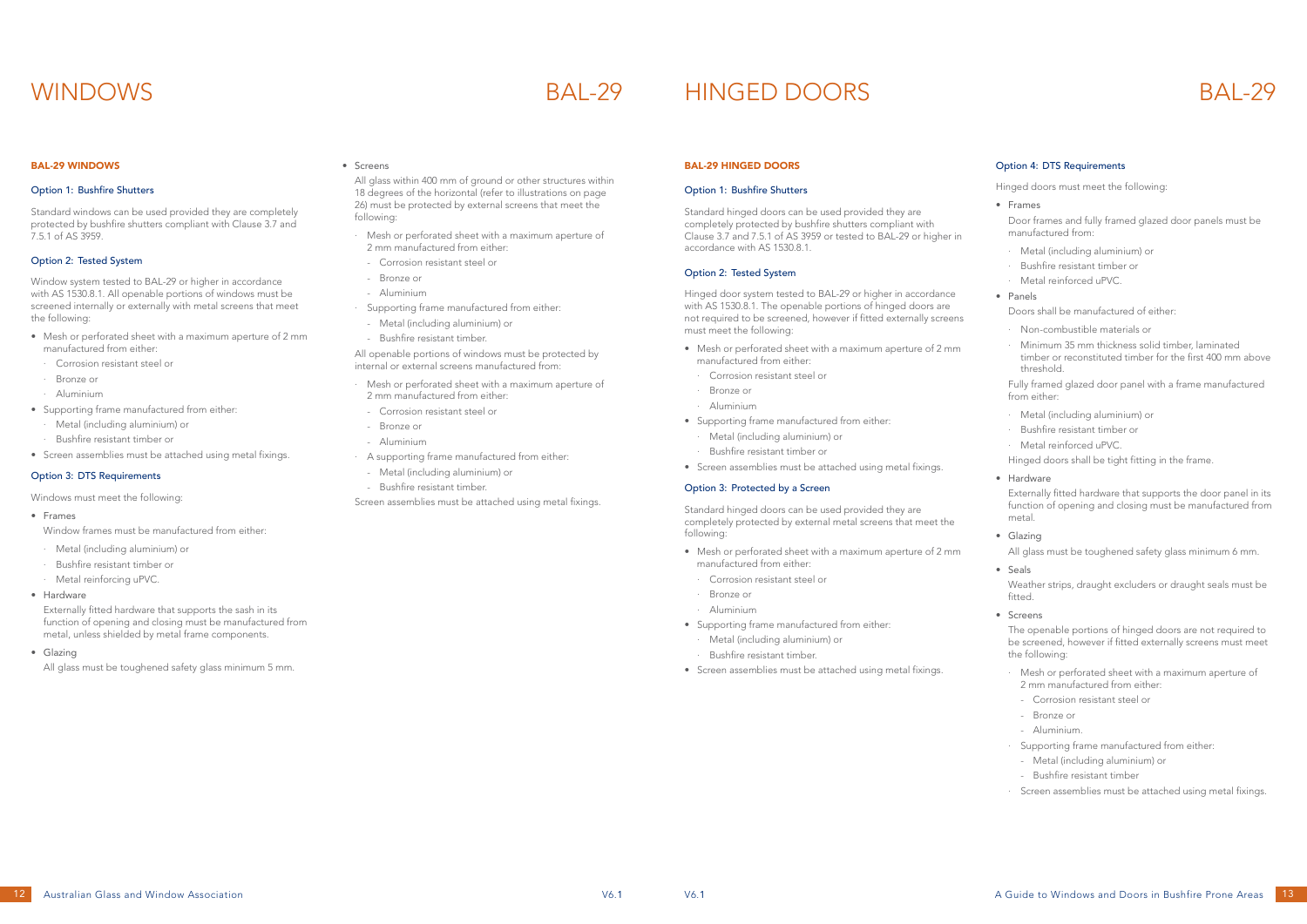# WINDOWS BAL-29

### BAL-29 WINDOWS

#### Option 1: Bushfire Shutters

Standard windows can be used provided they are completely protected by bushfire shutters compliant with Clause 3.7 and 7.5.1 of AS 3959.

#### Option 2: Tested System

Window system tested to BAL-29 or higher in accordance with AS 1530.8.1. All openable portions of windows must be screened internally or externally with metal screens that meet the following:

- Mesh or perforated sheet with a maximum aperture of 2 mm manufactured from either:
  - Corrosion resistant steel or
  - Bronze or
  - Aluminium
- Supporting frame manufactured from either:
  - Metal (including aluminium) or
  - Bushfire resistant timber or
- Screen assemblies must be attached using metal fixings.

#### Option 3: DTS Requirements

Windows must meet the following:

- Frames

  Window frames must be manufactured from either:
  - Metal (including aluminium) or
  - Bushfire resistant timber or
  - Metal reinforcing uPVC.
- Hardware

  Externally fitted hardware that supports the sash in its function of opening and closing must be manufactured from metal, unless shielded by metal frame components.
- Glazing

  All glass must be toughened safety glass minimum 5 mm.
- Screens

  All glass within 400 mm of ground or other structures within 18 degrees of the horizontal (refer to illustrations on page 26) must be protected by external screens that meet the following:
  - Mesh or perforated sheet with a maximum aperture of 2 mm manufactured from either:
    - Corrosion resistant steel or
    - Bronze or
    - Aluminium
  - Supporting frame manufactured from either:
    - Metal (including aluminium) or
    - Bushfire resistant timber.

  All openable portions of windows must be protected by internal or external screens manufactured from:
  - Mesh or perforated sheet with a maximum aperture of 2 mm manufactured from either:
    - Corrosion resistant steel or
    - Bronze or
    - Aluminium
  - A supporting frame manufactured from either:
    - Metal (including aluminium) or
    - Bushfire resistant timber.

  Screen assemblies must be attached using metal fixings.

# HINGED DOORS BAL-29

### BAL-29 HINGED DOORS

#### Option 1: Bushfire Shutters

Standard hinged doors can be used provided they are completely protected by bushfire shutters compliant with Clause 3.7 and 7.5.1 of AS 3959 or tested to BAL-29 or higher in accordance with AS 1530.8.1.

#### Option 2: Tested System

Hinged door system tested to BAL-29 or higher in accordance with AS 1530.8.1. The openable portions of hinged doors are not required to be screened, however if fitted externally screens must meet the following:

- Mesh or perforated sheet with a maximum aperture of 2 mm manufactured from either:
  - Corrosion resistant steel or
  - Bronze or
  - Aluminium
- Supporting frame manufactured from either:
  - Metal (including aluminium) or
  - Bushfire resistant timber or
- Screen assemblies must be attached using metal fixings.

#### Option 3: Protected by a Screen

Standard hinged doors can be used provided they are completely protected by external metal screens that meet the following:

- Mesh or perforated sheet with a maximum aperture of 2 mm manufactured from either:
  - Corrosion resistant steel or
  - Bronze or
  - Aluminium
- Supporting frame manufactured from either:
  - Metal (including aluminium) or
  - Bushfire resistant timber.
- Screen assemblies must be attached using metal fixings.

#### Option 4: DTS Requirements

Hinged doors must meet the following:

- Frames

  Door frames and fully framed glazed door panels must be manufactured from:
  - Metal (including aluminium) or
  - Bushfire resistant timber or
  - Metal reinforced uPVC.
- Panels

  Doors shall be manufactured of either:
  - Non-combustible materials or
  - Minimum 35 mm thickness solid timber, laminated timber or reconstituted timber for the first 400 mm above threshold.

  Fully framed glazed door panel with a frame manufactured from either:
  - Metal (including aluminium) or
  - Bushfire resistant timber or
  - Metal reinforced uPVC.

  Hinged doors shall be tight fitting in the frame.
- Hardware

  Externally fitted hardware that supports the door panel in its function of opening and closing must be manufactured from metal.
- Glazing

  All glass must be toughened safety glass minimum 6 mm.
- Seals

  Weather strips, draught excluders or draught seals must be fitted.
- Screens

  The openable portions of hinged doors are not required to be screened, however if fitted externally screens must meet the following:
  - Mesh or perforated sheet with a maximum aperture of 2 mm manufactured from either:
    - Corrosion resistant steel or
    - Bronze or
    - Aluminium.
  - Supporting frame manufactured from either:
    - Metal (including aluminium) or
    - Bushfire resistant timber
  - Screen assemblies must be attached using metal fixings.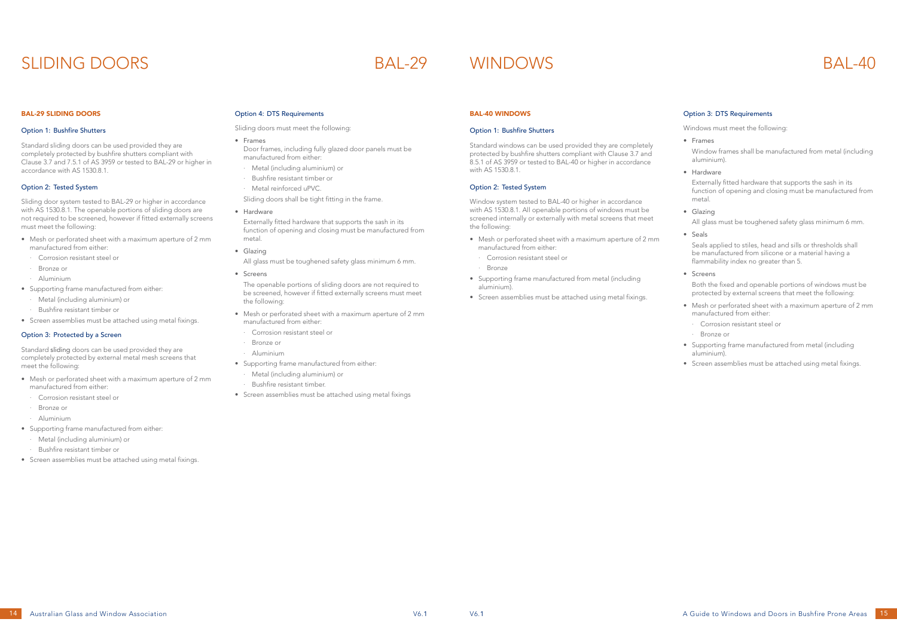# SLIDING DOORS — BAL-29

## BAL-29 SLIDING DOORS

### Option 1: Bushfire Shutters

Standard sliding doors can be used provided they are completely protected by bushfire shutters compliant with Clause 3.7 and 7.5.1 of AS 3959 or tested to BAL-29 or higher in accordance with AS 1530.8.1.

### Option 2: Tested System

Sliding door system tested to BAL-29 or higher in accordance with AS 1530.8.1. The openable portions of sliding doors are not required to be screened, however if fitted externally screens must meet the following:

- Mesh or perforated sheet with a maximum aperture of 2 mm manufactured from either:
  - Corrosion resistant steel or
  - Bronze or
  - Aluminium
- Supporting frame manufactured from either:
  - Metal (including aluminium) or
  - Bushfire resistant timber or
- Screen assemblies must be attached using metal fixings.

### Option 3: Protected by a Screen

Standard sliding doors can be used provided they are completely protected by external metal mesh screens that meet the following:

- Mesh or perforated sheet with a maximum aperture of 2 mm manufactured from either:
  - Corrosion resistant steel or
  - Bronze or
  - Aluminium
- Supporting frame manufactured from either:
  - Metal (including aluminium) or
  - Bushfire resistant timber or
- Screen assemblies must be attached using metal fixings.

### Option 4: DTS Requirements

Sliding doors must meet the following:

- Frames

  Door frames, including fully glazed door panels must be manufactured from either:
  - Metal (including aluminium) or
  - Bushfire resistant timber or
  - Metal reinforced uPVC.

  Sliding doors shall be tight fitting in the frame.
- Hardware

  Externally fitted hardware that supports the sash in its function of opening and closing must be manufactured from metal.
- Glazing

  All glass must be toughened safety glass minimum 6 mm.
- Screens

  The openable portions of sliding doors are not required to be screened, however if fitted externally screens must meet the following:
- Mesh or perforated sheet with a maximum aperture of 2 mm manufactured from either:
  - Corrosion resistant steel or
  - Bronze or
  - Aluminium
- Supporting frame manufactured from either:
  - Metal (including aluminium) or
  - Bushfire resistant timber.
- Screen assemblies must be attached using metal fixings

# WINDOWS — BAL-40

## BAL-40 WINDOWS

### Option 1: Bushfire Shutters

Standard windows can be used provided they are completely protected by bushfire shutters compliant with Clause 3.7 and 8.5.1 of AS 3959 or tested to BAL-40 or higher in accordance with AS 1530.8.1.

### Option 2: Tested System

Window system tested to BAL-40 or higher in accordance with AS 1530.8.1. All openable portions of windows must be screened internally or externally with metal screens that meet the following:

- Mesh or perforated sheet with a maximum aperture of 2 mm manufactured from either:
  - Corrosion resistant steel or
  - Bronze
- Supporting frame manufactured from metal (including aluminium).
- Screen assemblies must be attached using metal fixings.

### Option 3: DTS Requirements

Windows must meet the following:

- Frames

  Window frames shall be manufactured from metal (including aluminium).
- Hardware

  Externally fitted hardware that supports the sash in its function of opening and closing must be manufactured from metal.
- Glazing

  All glass must be toughened safety glass minimum 6 mm.
- Seals

  Seals applied to stiles, head and sills or thresholds shall be manufactured from silicone or a material having a flammability index no greater than 5.
- Screens

  Both the fixed and openable portions of windows must be protected by external screens that meet the following:
- Mesh or perforated sheet with a maximum aperture of 2 mm manufactured from either:
  - Corrosion resistant steel or
  - Bronze or
- Supporting frame manufactured from metal (including aluminium).
- Screen assemblies must be attached using metal fixings.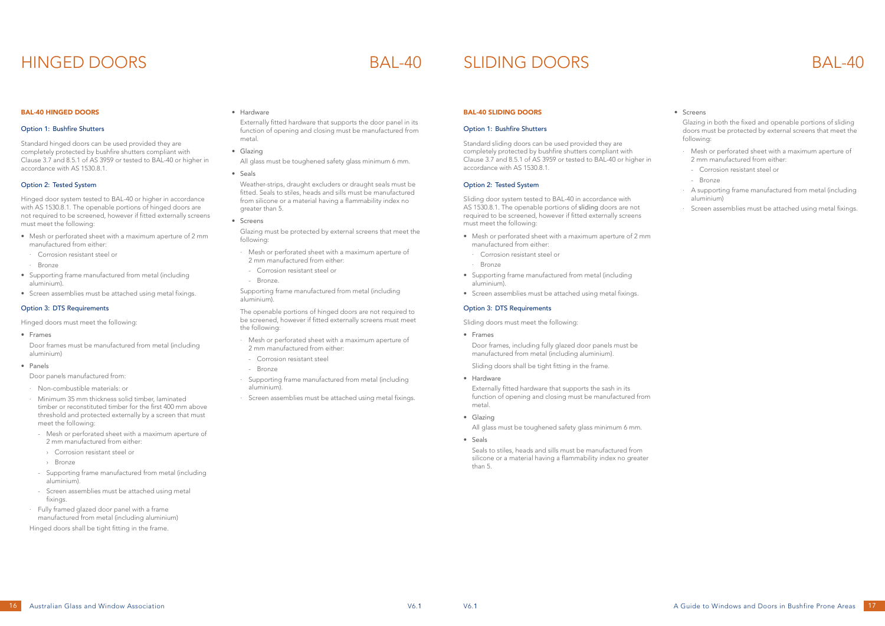# HINGED DOORS BAL-40

**BAL-40 HINGED DOORS**

Option 1: Bushfire Shutters

Standard hinged doors can be used provided they are completely protected by bushfire shutters compliant with Clause 3.7 and 8.5.1 of AS 3959 or tested to BAL-40 or higher in accordance with AS 1530.8.1.

Option 2: Tested System

Hinged door system tested to BAL-40 or higher in accordance with AS 1530.8.1. The openable portions of hinged doors are not required to be screened, however if fitted externally screens must meet the following:

- Mesh or perforated sheet with a maximum aperture of 2 mm manufactured from either:
  - Corrosion resistant steel or
  - Bronze
- Supporting frame manufactured from metal (including aluminium).
- Screen assemblies must be attached using metal fixings.

Option 3: DTS Requirements

Hinged doors must meet the following:

- Frames

  Door frames must be manufactured from metal (including aluminium)

- Panels

  Door panels manufactured from:

  - Non-combustible materials: or
  - Minimum 35 mm thickness solid timber, laminated timber or reconstituted timber for the first 400 mm above threshold and protected externally by a screen that must meet the following:
    - Mesh or perforated sheet with a maximum aperture of 2 mm manufactured from either:
      - Corrosion resistant steel or
      - Bronze
    - Supporting frame manufactured from metal (including aluminium).
    - Screen assemblies must be attached using metal fixings.
  - Fully framed glazed door panel with a frame manufactured from metal (including aluminium)

  Hinged doors shall be tight fitting in the frame.

- Hardware

  Externally fitted hardware that supports the door panel in its function of opening and closing must be manufactured from metal.

- Glazing

  All glass must be toughened safety glass minimum 6 mm.

- Seals

  Weather-strips, draught excluders or draught seals must be fitted. Seals to stiles, heads and sills must be manufactured from silicone or a material having a flammability index no greater than 5.

- Screens

  Glazing must be protected by external screens that meet the following:

  - Mesh or perforated sheet with a maximum aperture of 2 mm manufactured from either:
    - Corrosion resistant steel or
    - Bronze.

  Supporting frame manufactured from metal (including aluminium).

  The openable portions of hinged doors are not required to be screened, however if fitted externally screens must meet the following:

  - Mesh or perforated sheet with a maximum aperture of 2 mm manufactured from either:
    - Corrosion resistant steel
    - Bronze
  - Supporting frame manufactured from metal (including aluminium).
  - Screen assemblies must be attached using metal fixings.

# SLIDING DOORS BAL-40

**BAL-40 SLIDING DOORS**

Option 1: Bushfire Shutters

Standard sliding doors can be used provided they are completely protected by bushfire shutters compliant with Clause 3.7 and 8.5.1 of AS 3959 or tested to BAL-40 or higher in accordance with AS 1530.8.1.

Option 2: Tested System

Sliding door system tested to BAL-40 in accordance with AS 1530.8.1. The openable portions of sliding doors are not required to be screened, however if fitted externally screens must meet the following:

- Mesh or perforated sheet with a maximum aperture of 2 mm manufactured from either:
  - Corrosion resistant steel or
  - Bronze
- Supporting frame manufactured from metal (including aluminium).
- Screen assemblies must be attached using metal fixings.

Option 3: DTS Requirements

Sliding doors must meet the following:

- Frames

  Door frames, including fully glazed door panels must be manufactured from metal (including aluminium).

  Sliding doors shall be tight fitting in the frame.

- Hardware

  Externally fitted hardware that supports the sash in its function of opening and closing must be manufactured from metal.

- Glazing

  All glass must be toughened safety glass minimum 6 mm.

- Seals

  Seals to stiles, heads and sills must be manufactured from silicone or a material having a flammability index no greater than 5.

- Screens

  Glazing in both the fixed and openable portions of sliding doors must be protected by external screens that meet the following:

  - Mesh or perforated sheet with a maximum aperture of 2 mm manufactured from either:
    - Corrosion resistant steel or
    - Bronze
  - A supporting frame manufactured from metal (including aluminium)
  - Screen assemblies must be attached using metal fixings.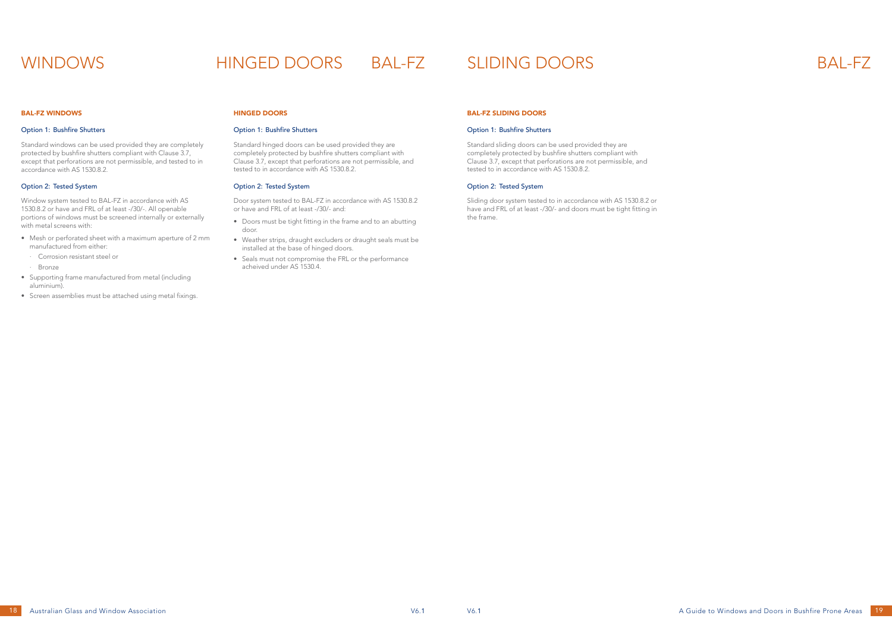# WINDOWS

# HINGED DOORS BAL-FZ

### BAL-FZ WINDOWS

#### Option 1: Bushfire Shutters

Standard windows can be used provided they are completely protected by bushfire shutters compliant with Clause 3.7, except that perforations are not permissible, and tested to in accordance with AS 1530.8.2.

#### Option 2: Tested System

Window system tested to BAL-FZ in accordance with AS 1530.8.2 or have and FRL of at least -/30/-. All openable portions of windows must be screened internally or externally with metal screens with:

- Mesh or perforated sheet with a maximum aperture of 2 mm manufactured from either:
  - Corrosion resistant steel or
  - Bronze
- Supporting frame manufactured from metal (including aluminium).
- Screen assemblies must be attached using metal fixings.

### HINGED DOORS

#### Option 1: Bushfire Shutters

Standard hinged doors can be used provided they are completely protected by bushfire shutters compliant with Clause 3.7, except that perforations are not permissible, and tested to in accordance with AS 1530.8.2.

#### Option 2: Tested System

Door system tested to BAL-FZ in accordance with AS 1530.8.2 or have and FRL of at least -/30/- and:

- Doors must be tight fitting in the frame and to an abutting door.
- Weather strips, draught excluders or draught seals must be installed at the base of hinged doors.
- Seals must not compromise the FRL or the performance acheived under AS 1530.4.

# SLIDING DOORS BAL-FZ

### BAL-FZ SLIDING DOORS

#### Option 1: Bushfire Shutters

Standard sliding doors can be used provided they are completely protected by bushfire shutters compliant with Clause 3.7, except that perforations are not permissible, and tested to in accordance with AS 1530.8.2.

#### Option 2: Tested System

Sliding door system tested to in accordance with AS 1530.8.2 or have and FRL of at least -/30/- and doors must be tight fitting in the frame.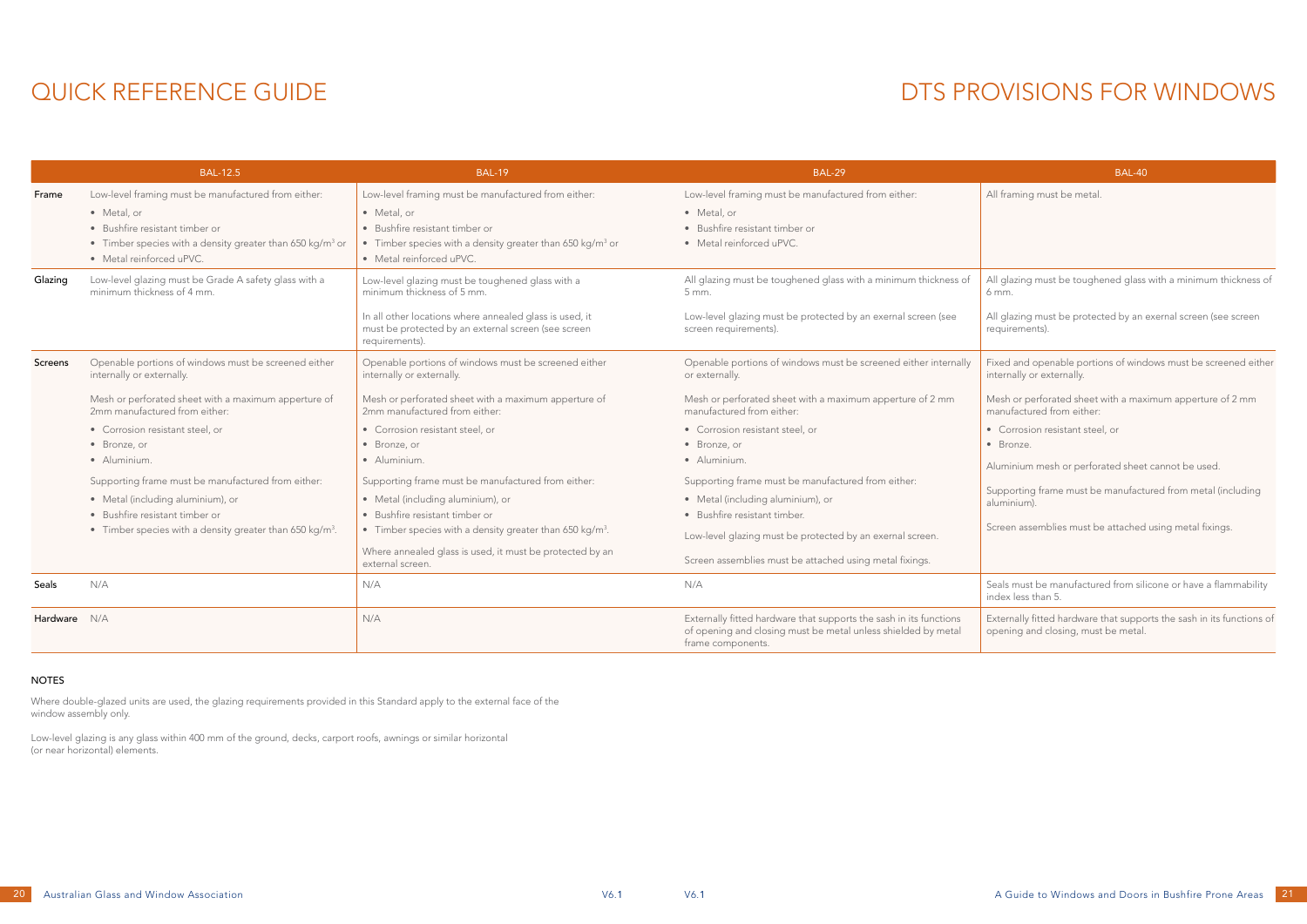# QUICK REFERENCE GUIDE

# DTS PROVISIONS FOR WINDOWS

| | BAL-12.5 | BAL-19 | BAL-29 | BAL-40 |
|---|---|---|---|---|
| **Frame** | Low-level framing must be manufactured from either:<br>• Metal, or<br>• Bushfire resistant timber or<br>• Timber species with a density greater than 650 kg/m$^3$ or<br>• Metal reinforced uPVC. | Low-level framing must be manufactured from either:<br>• Metal, or<br>• Bushfire resistant timber or<br>• Timber species with a density greater than 650 kg/m$^3$ or<br>• Metal reinforced uPVC. | Low-level framing must be manufactured from either:<br>• Metal, or<br>• Bushfire resistant timber or<br>• Metal reinforced uPVC. | All framing must be metal. |
| **Glazing** | Low-level glazing must be Grade A safety glass with a minimum thickness of 4 mm. | Low-level glazing must be toughened glass with a minimum thickness of 5 mm.<br><br>In all other locations where annealed glass is used, it must be protected by an external screen (see screen requirements). | All glazing must be toughened glass with a minimum thickness of 5 mm.<br><br>Low-level glazing must be protected by an exernal screen (see screen requirements). | All glazing must be toughened glass with a minimum thickness of 6 mm.<br><br>All glazing must be protected by an external screen (see screen requirements). |
| **Screens** | Openable portions of windows must be screened either internally or externally.<br><br>Mesh or perforated sheet with a maximum apperture of 2mm manufactured from either:<br>• Corrosion resistant steel, or<br>• Bronze, or<br>• Aluminium.<br><br>Supporting frame must be manufactured from either:<br>• Metal (including aluminium), or<br>• Bushfire resistant timber or<br>• Timber species with a density greater than 650 kg/m$^3$. | Openable portions of windows must be screened either internally or externally.<br><br>Mesh or perforated sheet with a maximum apperture of 2mm manufactured from either:<br>• Corrosion resistant steel, or<br>• Bronze, or<br>• Aluminium.<br><br>Supporting frame must be manufactured from either:<br>• Metal (including aluminium), or<br>• Bushfire resistant timber or<br>• Timber species with a density greater than 650 kg/m$^3$.<br><br>Where annealed glass is used, it must be protected by an external screen. | Openable portions of windows must be screened either internally or externally.<br><br>Mesh or perforated sheet with a maximum apperture of 2 mm manufactured from either:<br>• Corrosion resistant steel, or<br>• Bronze, or<br>• Aluminium.<br><br>Supporting frame must be manufactured from either:<br>• Metal (including aluminium), or<br>• Bushfire resistant timber.<br><br>Low-level glazing must be protected by an exernal screen.<br><br>Screen assemblies must be attached using metal fixings. | Fixed and openable portions of windows must be screened either internally or externally.<br><br>Mesh or perforated sheet with a maximum apperture of 2 mm manufactured from either:<br>• Corrosion resistant steel, or<br>• Bronze.<br><br>Aluminium mesh or perforated sheet cannot be used.<br><br>Supporting frame must be manufactured from metal (including aluminium).<br><br>Screen assemblies must be attached using metal fixings. |
| **Seals** | N/A | N/A | N/A | Seals must be manufactured from silicone or have a flammability index less than 5. |
| **Hardware** | N/A | N/A | Externally fitted hardware that supports the sash in its functions of opening and closing must be metal unless shielded by metal frame components. | Externally fitted hardware that supports the sash in its functions of opening and closing, must be metal. |

### NOTES

Where double-glazed units are used, the glazing requirements provided in this Standard apply to the external face of the window assembly only.

Low-level glazing is any glass within 400 mm of the ground, decks, carport roofs, awnings or similar horizontal (or near horizontal) elements.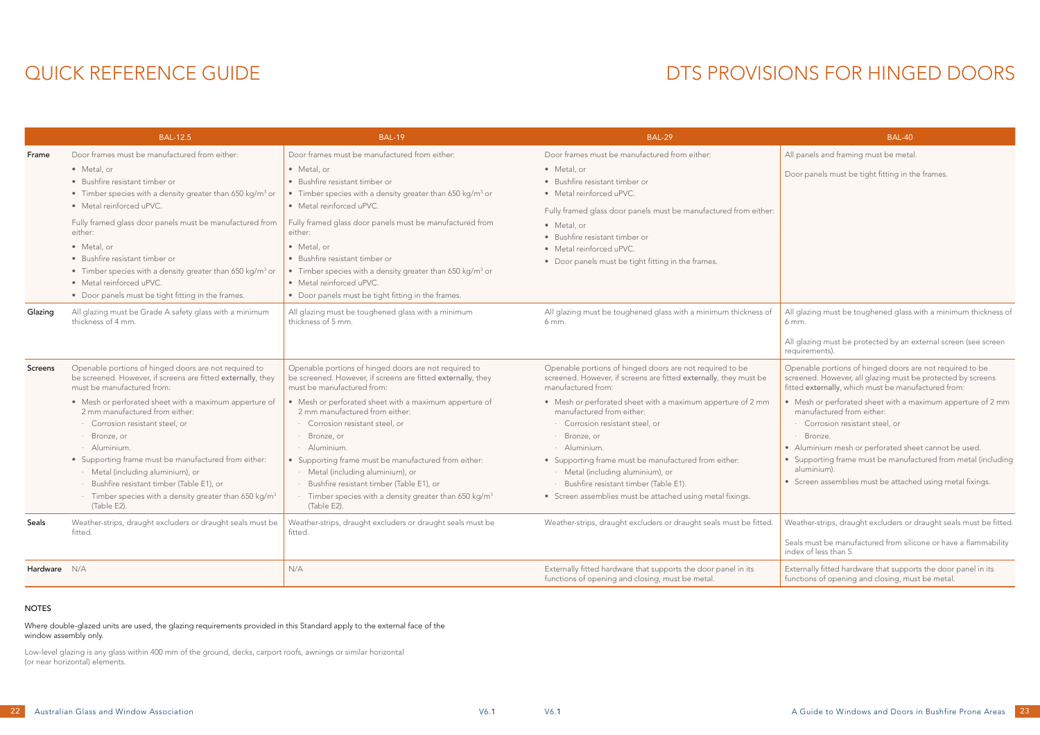# QUICK REFERENCE GUIDE

# DTS PROVISIONS FOR HINGED DOORS

| | BAL-12.5 | BAL-19 | BAL-29 | BAL-40 |
|---|---|---|---|---|
| Frame | Door frames must be manufactured from either:<br>• Metal, or<br>• Bushfire resistant timber or<br>• Timber species with a density greater than 650 kg/m³ or<br>• Metal reinforced uPVC.<br>Fully framed glass door panels must be manufactured from either:<br>• Metal, or<br>• Bushfire resistant timber or<br>• Timber species with a density greater than 650 kg/m³ or<br>• Metal reinforced uPVC.<br>• Door panels must be tight fitting in the frames. | Door frames must be manufactured from either:<br>• Metal, or<br>• Bushfire resistant timber or<br>• Timber species with a density greater than 650 kg/m³ or<br>• Metal reinforced uPVC.<br>Fully framed glass door panels must be manufactured from either:<br>• Metal, or<br>• Bushfire resistant timber or<br>• Timber species with a density greater than 650 kg/m³ or<br>• Metal reinforced uPVC.<br>• Door panels must be tight fitting in the frames. | Door frames must be manufactured from either:<br>• Metal, or<br>• Bushfire resistant timber or<br>• Metal reinforced uPVC.<br>Fully framed glass door panels must be manufactured from either:<br>• Metal, or<br>• Bushfire resistant timber or<br>• Metal reinforced uPVC.<br>• Door panels must be tight fitting in the frames. | All panels and framing must be metal.<br>Door panels must be tight fitting in the frames. |
| Glazing | All glazing must be Grade A safety glass with a minimum thickness of 4 mm. | All glazing must be toughened glass with a minimum thickness of 5 mm. | All glazing must be toughened glass with a minimum thickness of 6 mm. | All glazing must be toughened glass with a minimum thickness of 6 mm.<br>All glazing must be protected by an external screen (see screen requirements). |
| Screens | Openable portions of hinged doors are not required to be screened. However, if screens are fitted **externally**, they must be manufactured from:<br>• Mesh or perforated sheet with a maximum apperture of 2 mm manufactured from either:<br>· Corrosion resistant steel, or<br>· Bronze, or<br>· Aluminium.<br>• Supporting frame must be manufactured from either:<br>· Metal (including aluminium), or<br>· Bushfire resistant timber (Table E1), or<br>· Timber species with a density greater than 650 kg/m³ (Table E2). | Openable portions of hinged doors are not required to be screened. However, if screens are fitted **externally**, they must be manufactured from:<br>• Mesh or perforated sheet with a maximum apperture of 2 mm manufactured from either:<br>· Corrosion resistant steel, or<br>· Bronze, or<br>· Aluminium.<br>• Supporting frame must be manufactured from either:<br>· Metal (including aluminium), or<br>· Bushfire resistant timber (Table E1), or<br>· Timber species with a density greater than 650 kg/m³ (Table E2). | Openable portions of hinged doors are not required to be screened. However, if screens are fitted **externally**, they must be manufactured from:<br>• Mesh or perforated sheet with a maximum apperture of 2 mm manufactured from either:<br>· Corrosion resistant steel, or<br>· Bronze, or<br>· Aluminium.<br>• Supporting frame must be manufactured from either:<br>· Metal (including aluminium), or<br>· Bushfire resistant timber (Table E1).<br>• Screen assemblies must be attached using metal fixings. | Openable portions of hinged doors are not required to be screened. However, all glazing must be protected by screens fitted **externally**, which must be manufactured from:<br>• Mesh or perforated sheet with a maximum apperture of 2 mm manufactured from either:<br>· Corrosion resistant steel, or<br>· Bronze.<br>• Aluminium mesh or perforated sheet cannot be used.<br>• Supporting frame must be manufactured from metal (including aluminium).<br>• Screen assemblies must be attached using metal fixings. |
| Seals | Weather-strips, draught excluders or draught seals must be fitted. | Weather-strips, draught excluders or draught seals must be fitted. | Weather-strips, draught excluders or draught seals must be fitted. | Weather-strips, draught excluders or draught seals must be fitted.<br>Seals must be manufactured from silicone or have a flammability index of less than 5. |
| Hardware | N/A | N/A | Externally fitted hardware that supports the door panel in its functions of opening and closing, must be metal. | Externally fitted hardware that supports the door panel in its functions of opening and closing, must be metal. |

NOTES

Where double-glazed units are used, the glazing requirements provided in this Standard apply to the external face of the window assembly only.

Low-level glazing is any glass within 400 mm of the ground, decks, carport roofs, awnings or similar horizontal (or near horizontal) elements.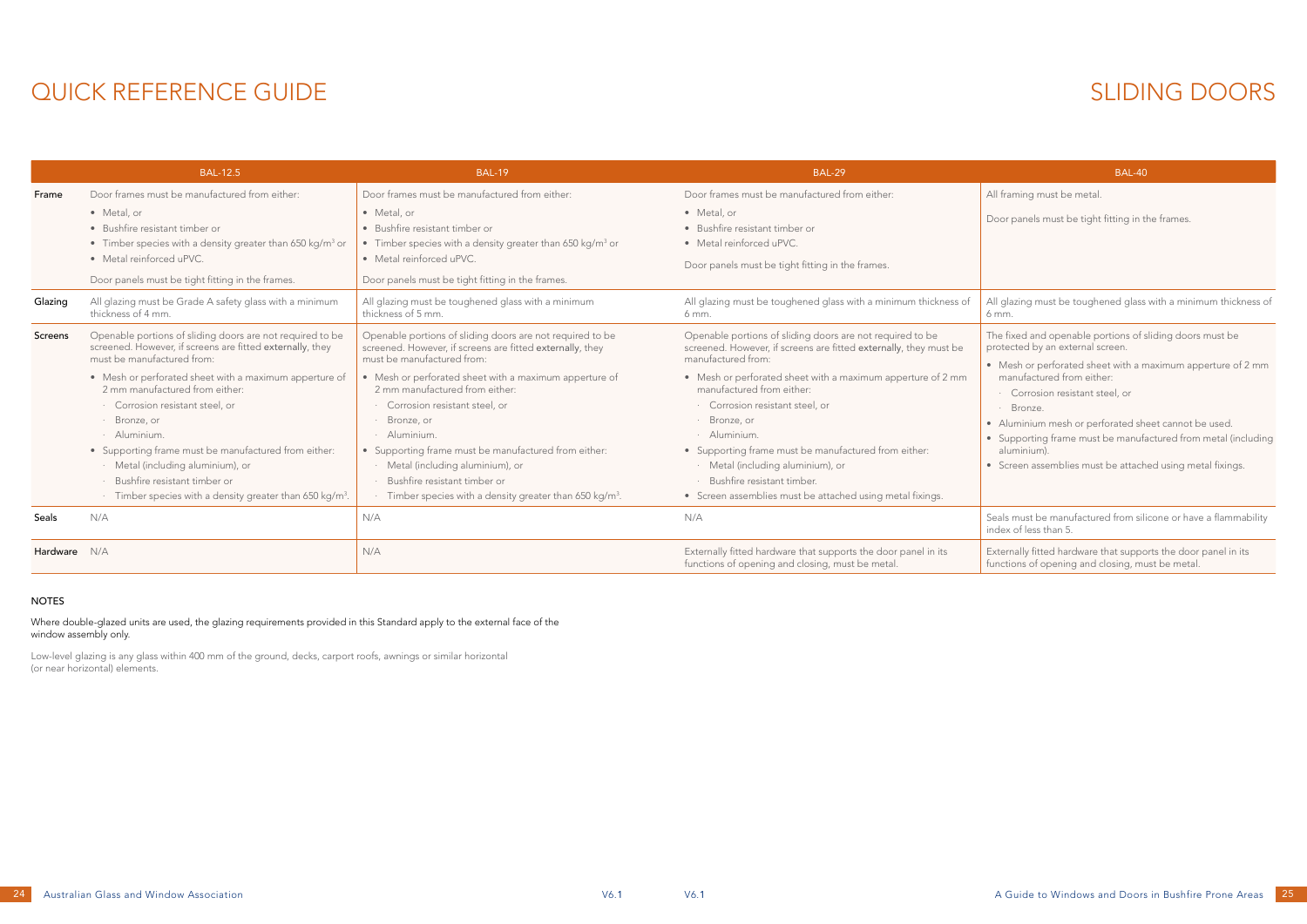# QUICK REFERENCE GUIDE

# SLIDING DOORS

| | BAL-12.5 | BAL-19 | BAL-29 | BAL-40 |
|---|---|---|---|---|
| **Frame** | Door frames must be manufactured from either:<br>• Metal, or<br>• Bushfire resistant timber or<br>• Timber species with a density greater than 650 kg/m³ or<br>• Metal reinforced uPVC.<br>Door panels must be tight fitting in the frames. | Door frames must be manufactured from either:<br>• Metal, or<br>• Bushfire resistant timber or<br>• Timber species with a density greater than 650 kg/m³ or<br>• Metal reinforced uPVC.<br>Door panels must be tight fitting in the frames. | Door frames must be manufactured from either:<br>• Metal, or<br>• Bushfire resistant timber or<br>• Metal reinforced uPVC.<br>Door panels must be tight fitting in the frames. | All framing must be metal.<br>Door panels must be tight fitting in the frames. |
| **Glazing** | All glazing must be Grade A safety glass with a minimum thickness of 4 mm. | All glazing must be toughened glass with a minimum thickness of 5 mm. | All glazing must be toughened glass with a minimum thickness of 6 mm. | All glazing must be toughened glass with a minimum thickness of 6 mm. |
| **Screens** | Openable portions of sliding doors are not required to be screened. However, if screens are fitted **externally**, they must be manufactured from:<br>• Mesh or perforated sheet with a maximum apperture of 2 mm manufactured from either:<br>· Corrosion resistant steel, or<br>· Bronze, or<br>· Aluminium.<br>• Supporting frame must be manufactured from either:<br>· Metal (including aluminium), or<br>· Bushfire resistant timber or<br>· Timber species with a density greater than 650 kg/m³. | Openable portions of sliding doors are not required to be screened. However, if screens are fitted **externally**, they must be manufactured from:<br>• Mesh or perforated sheet with a maximum apperture of 2 mm manufactured from either:<br>· Corrosion resistant steel, or<br>· Bronze, or<br>· Aluminium.<br>• Supporting frame must be manufactured from either:<br>· Metal (including aluminium), or<br>· Bushfire resistant timber or<br>· Timber species with a density greater than 650 kg/m³. | Openable portions of sliding doors are not required to be screened. However, if screens are fitted **externally**, they must be manufactured from:<br>• Mesh or perforated sheet with a maximum apperture of 2 mm manufactured from either:<br>· Corrosion resistant steel, or<br>· Bronze, or<br>· Aluminium.<br>• Supporting frame must be manufactured from either:<br>· Metal (including aluminium), or<br>· Bushfire resistant timber.<br>• Screen assemblies must be attached using metal fixings. | The fixed and openable portions of sliding doors must be protected by an external screen.<br>• Mesh or perforated sheet with a maximum apperture of 2 mm manufactured from either:<br>· Corrosion resistant steel, or<br>· Bronze.<br>• Aluminium mesh or perforated sheet cannot be used.<br>• Supporting frame must be manufactured from metal (including aluminium).<br>• Screen assemblies must be attached using metal fixings. |
| **Seals** | N/A | N/A | N/A | Seals must be manufactured from silicone or have a flammability index of less than 5. |
| **Hardware** | N/A | N/A | Externally fitted hardware that supports the door panel in its functions of opening and closing, must be metal. | Externally fitted hardware that supports the door panel in its functions of opening and closing, must be metal. |

## NOTES

Where double-glazed units are used, the glazing requirements provided in this Standard apply to the external face of the window assembly only.

Low-level glazing is any glass within 400 mm of the ground, decks, carport roofs, awnings or similar horizontal (or near horizontal) elements.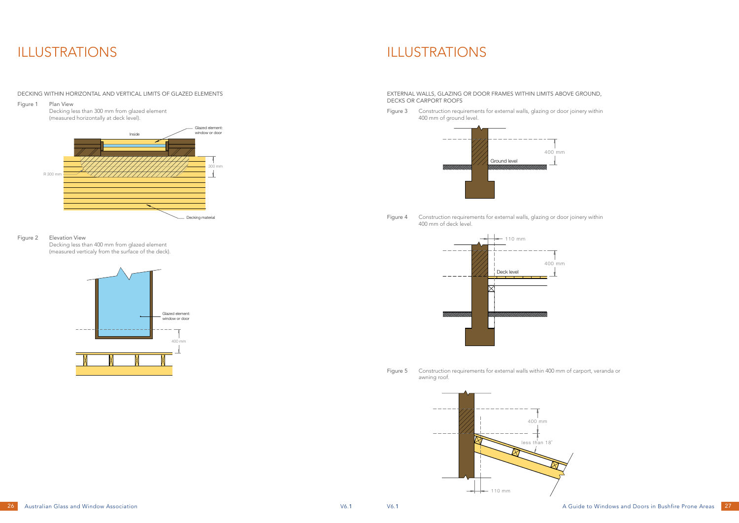# ILLUSTRATIONS

DECKING WITHIN HORIZONTAL AND VERTICAL LIMITS OF GLAZED ELEMENTS

Figure 1 Plan View
Decking less than 300 mm from glazed element (measured horizontally at deck level).

Figure 2 Elevation View
Decking less than 400 mm from glazed element (measured verticaly from the surface of the deck).

# ILLUSTRATIONS

EXTERNAL WALLS, GLAZING OR DOOR FRAMES WITHIN LIMITS ABOVE GROUND, DECKS OR CARPORT ROOFS

Figure 3 Construction requirements for external walls, glazing or door joinery within 400 mm of ground level.

Figure 4 Construction requirements for external walls, glazing or door joinery within 400 mm of deck level.

Figure 5 Construction requirements for external walls within 400 mm of carport, veranda or awning roof.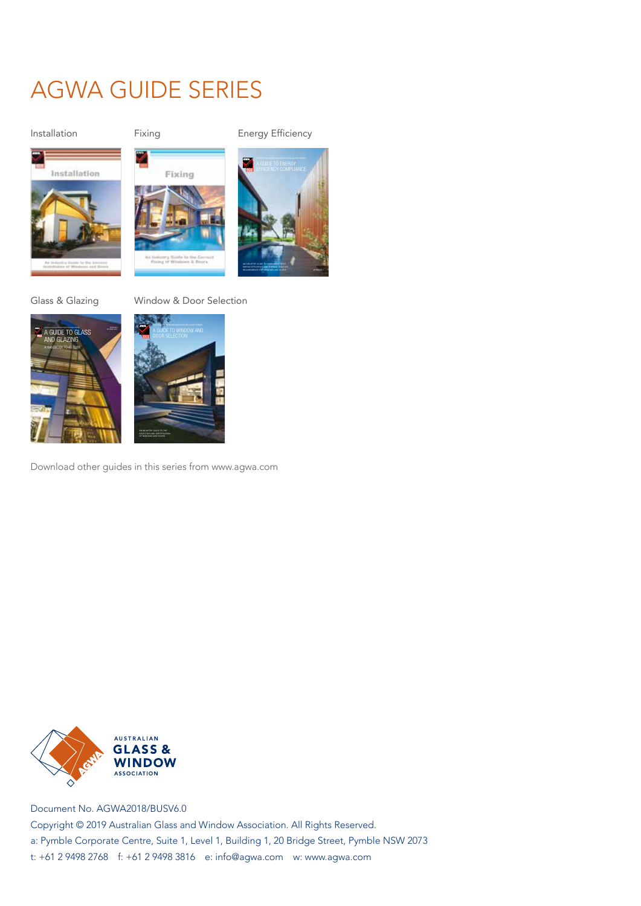# AGWA GUIDE SERIES

Installation

Fixing

Energy Efficiency

Glass & Glazing

Window & Door Selection

Download other guides in this series from www.agwa.com

AUSTRALIAN GLASS & WINDOW ASSOCIATION

Document No. AGWA2018/BUSV6.0

Copyright © 2019 Australian Glass and Window Association. All Rights Reserved.

a: Pymble Corporate Centre, Suite 1, Level 1, Building 1, 20 Bridge Street, Pymble NSW 2073

t: +61 2 9498 2768 f: +61 2 9498 3816 e: info@agwa.com w: www.agwa.com